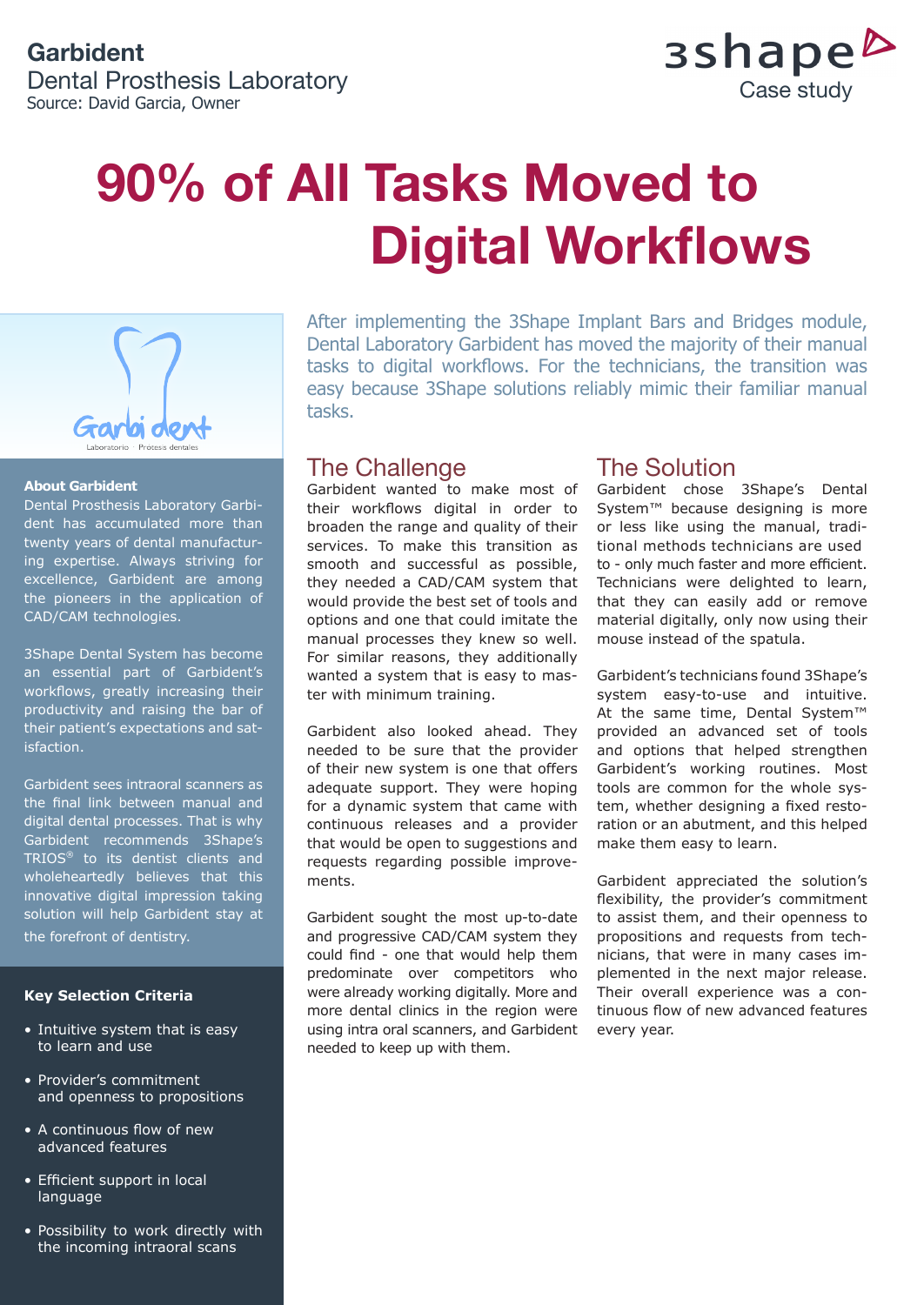**Garbident**
Dental Prosthesis Laboratory
Source: David Garcia, Owner

3shape
Case study

# 90% of All Tasks Moved to Digital Workflows

After implementing the 3Shape Implant Bars and Bridges module, Dental Laboratory Garbident has moved the majority of their manual tasks to digital workflows. For the technicians, the transition was easy because 3Shape solutions reliably mimic their familiar manual tasks.

**About Garbident**

Dental Prosthesis Laboratory Garbident has accumulated more than twenty years of dental manufacturing expertise. Always striving for excellence, Garbident are among the pioneers in the application of CAD/CAM technologies.

3Shape Dental System has become an essential part of Garbident's workflows, greatly increasing their productivity and raising the bar of their patient's expectations and satisfaction.

Garbident sees intraoral scanners as the final link between manual and digital dental processes. That is why Garbident recommends 3Shape's TRIOS® to its dentist clients and wholeheartedly believes that this innovative digital impression taking solution will help Garbident stay at the forefront of dentistry.

**Key Selection Criteria**

- Intuitive system that is easy to learn and use
- Provider's commitment and openness to propositions
- A continuous flow of new advanced features
- Efficient support in local language
- Possibility to work directly with the incoming intraoral scans

## The Challenge

Garbident wanted to make most of their workflows digital in order to broaden the range and quality of their services. To make this transition as smooth and successful as possible, they needed a CAD/CAM system that would provide the best set of tools and options and one that could imitate the manual processes they knew so well. For similar reasons, they additionally wanted a system that is easy to master with minimum training.

Garbident also looked ahead. They needed to be sure that the provider of their new system is one that offers adequate support. They were hoping for a dynamic system that came with continuous releases and a provider that would be open to suggestions and requests regarding possible improvements.

Garbident sought the most up-to-date and progressive CAD/CAM system they could find - one that would help them predominate over competitors who were already working digitally. More and more dental clinics in the region were using intra oral scanners, and Garbident needed to keep up with them.

## The Solution

Garbident chose 3Shape's Dental System™ because designing is more or less like using the manual, traditional methods technicians are used to - only much faster and more efficient. Technicians were delighted to learn, that they can easily add or remove material digitally, only now using their mouse instead of the spatula.

Garbident's technicians found 3Shape's system easy-to-use and intuitive. At the same time, Dental System™ provided an advanced set of tools and options that helped strengthen Garbident's working routines. Most tools are common for the whole system, whether designing a fixed restoration or an abutment, and this helped make them easy to learn.

Garbident appreciated the solution's flexibility, the provider's commitment to assist them, and their openness to propositions and requests from technicians, that were in many cases implemented in the next major release. Their overall experience was a continuous flow of new advanced features every year.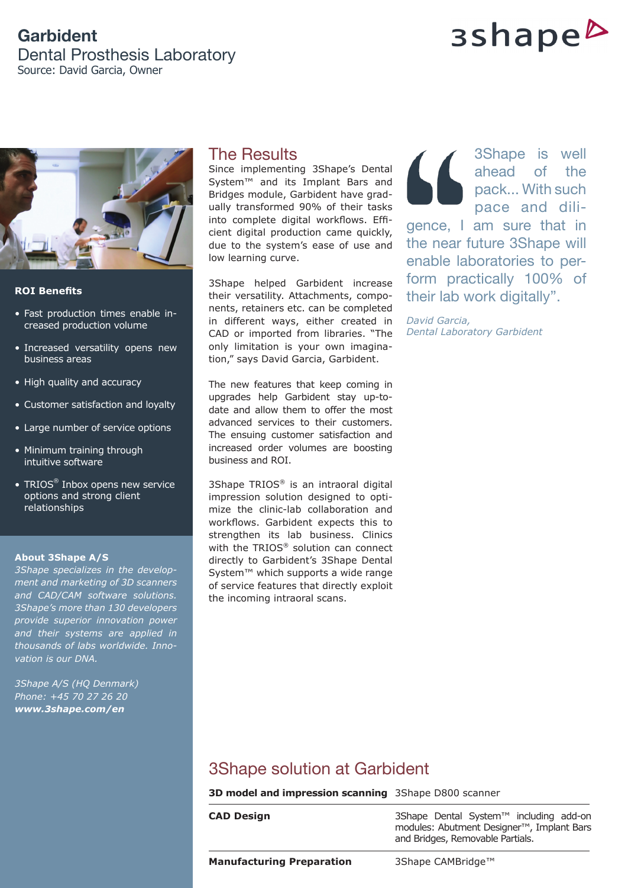# Garbident

## Dental Prosthesis Laboratory

Source: David Garcia, Owner

3shape

### ROI Benefits

- Fast production times enable increased production volume
- Increased versatility opens new business areas
- High quality and accuracy
- Customer satisfaction and loyalty
- Large number of service options
- Minimum training through intuitive software
- TRIOS® Inbox opens new service options and strong client relationships

**About 3Shape A/S**

*3Shape specializes in the development and marketing of 3D scanners and CAD/CAM software solutions. 3Shape's more than 130 developers provide superior innovation power and their systems are applied in thousands of labs worldwide. Innovation is our DNA.*

*3Shape A/S (HQ Denmark)*
*Phone: +45 70 27 26 20*
***www.3shape.com/en***

## The Results

Since implementing 3Shape's Dental System™ and its Implant Bars and Bridges module, Garbident have gradually transformed 90% of their tasks into complete digital workflows. Efficient digital production came quickly, due to the system's ease of use and low learning curve.

3Shape helped Garbident increase their versatility. Attachments, components, retainers etc. can be completed in different ways, either created in CAD or imported from libraries. "The only limitation is your own imagination," says David Garcia, Garbident.

The new features that keep coming in upgrades help Garbident stay up-to-date and allow them to offer the most advanced services to their customers. The ensuing customer satisfaction and increased order volumes are boosting business and ROI.

3Shape TRIOS® is an intraoral digital impression solution designed to optimize the clinic-lab collaboration and workflows. Garbident expects this to strengthen its lab business. Clinics with the TRIOS® solution can connect directly to Garbident's 3Shape Dental System™ which supports a wide range of service features that directly exploit the incoming intraoral scans.

> "3Shape is well ahead of the pack... With such pace and diligence, I am sure that in the near future 3Shape will enable laboratories to perform practically 100% of their lab work digitally".
>
> *David Garcia,*
> *Dental Laboratory Garbident*

## 3Shape solution at Garbident

| | |
|---|---|
| **3D model and impression scanning** | 3Shape D800 scanner |
| **CAD Design** | 3Shape Dental System™ including add-on modules: Abutment Designer™, Implant Bars and Bridges, Removable Partials. |
| **Manufacturing Preparation** | 3Shape CAMBridge™ |